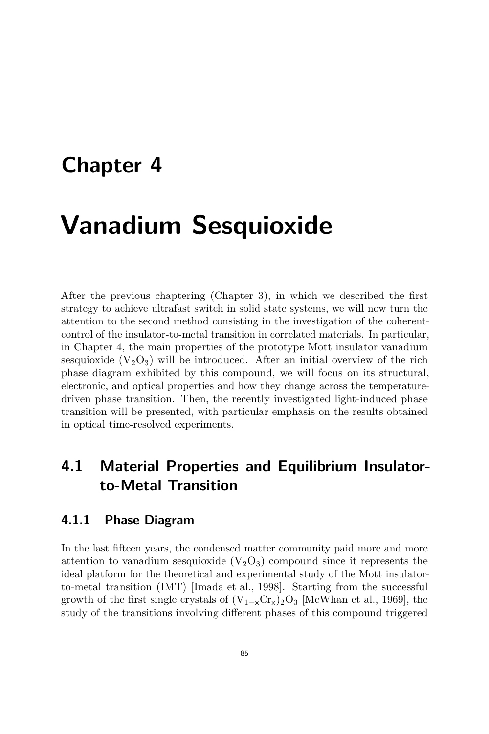# Chapter 4

# Vanadium Sesquioxide

After the previous chaptering (Chapter 3), in which we described the first strategy to achieve ultrafast switch in solid state systems, we will now turn the attention to the second method consisting in the investigation of the coherent-control of the insulator-to-metal transition in correlated materials. In particular, in Chapter 4, the main properties of the prototype Mott insulator vanadium sesquioxide ($V_2O_3$) will be introduced. After an initial overview of the rich phase diagram exhibited by this compound, we will focus on its structural, electronic, and optical properties and how they change across the temperature-driven phase transition. Then, the recently investigated light-induced phase transition will be presented, with particular emphasis on the results obtained in optical time-resolved experiments.

## 4.1 Material Properties and Equilibrium Insulator-to-Metal Transition

### 4.1.1 Phase Diagram

In the last fifteen years, the condensed matter community paid more and more attention to vanadium sesquioxide ($V_2O_3$) compound since it represents the ideal platform for the theoretical and experimental study of the Mott insulator-to-metal transition (IMT) [Imada et al., 1998]. Starting from the successful growth of the first single crystals of $(V_{1-x}Cr_x)_2O_3$ [McWhan et al., 1969], the study of the transitions involving different phases of this compound triggered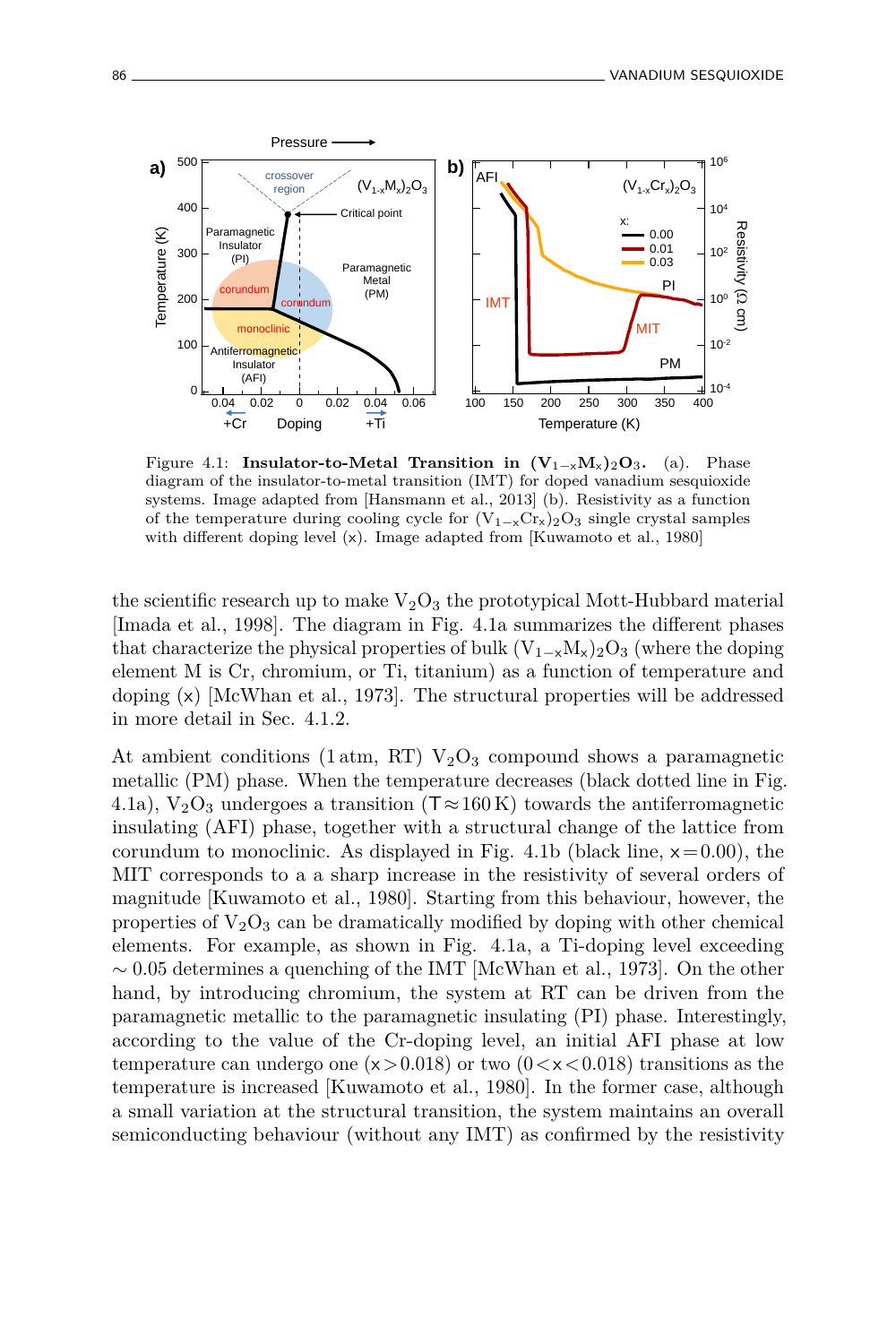Figure 4.1: **Insulator-to-Metal Transition in $(V_{1-x}M_x)_2O_3$.** (a). Phase diagram of the insulator-to-metal transition (IMT) for doped vanadium sesquioxide systems. Image adapted from [Hansmann et al., 2013] (b). Resistivity as a function of the temperature during cooling cycle for $(V_{1-x}Cr_x)_2O_3$ single crystal samples with different doping level (x). Image adapted from [Kuwamoto et al., 1980]

the scientific research up to make $V_2O_3$ the prototypical Mott-Hubbard material [Imada et al., 1998]. The diagram in Fig. 4.1a summarizes the different phases that characterize the physical properties of bulk $(V_{1-x}M_x)_2O_3$ (where the doping element M is Cr, chromium, or Ti, titanium) as a function of temperature and doping (x) [McWhan et al., 1973]. The structural properties will be addressed in more detail in Sec. 4.1.2.

At ambient conditions (1 atm, RT) $V_2O_3$ compound shows a paramagnetic metallic (PM) phase. When the temperature decreases (black dotted line in Fig. 4.1a), $V_2O_3$ undergoes a transition ($T \approx 160$ K) towards the antiferromagnetic insulating (AFI) phase, together with a structural change of the lattice from corundum to monoclinic. As displayed in Fig. 4.1b (black line, $x = 0.00$), the MIT corresponds to a sharp increase in the resistivity of several orders of magnitude [Kuwamoto et al., 1980]. Starting from this behaviour, however, the properties of $V_2O_3$ can be dramatically modified by doping with other chemical elements. For example, as shown in Fig. 4.1a, a Ti-doping level exceeding $\sim 0.05$ determines a quenching of the IMT [McWhan et al., 1973]. On the other hand, by introducing chromium, the system at RT can be driven from the paramagnetic metallic to the paramagnetic insulating (PI) phase. Interestingly, according to the value of the Cr-doping level, an initial AFI phase at low temperature can undergo one ($x > 0.018$) or two ($0 < x < 0.018$) transitions as the temperature is increased [Kuwamoto et al., 1980]. In the former case, although a small variation at the structural transition, the system maintains an overall semiconducting behaviour (without any IMT) as confirmed by the resistivity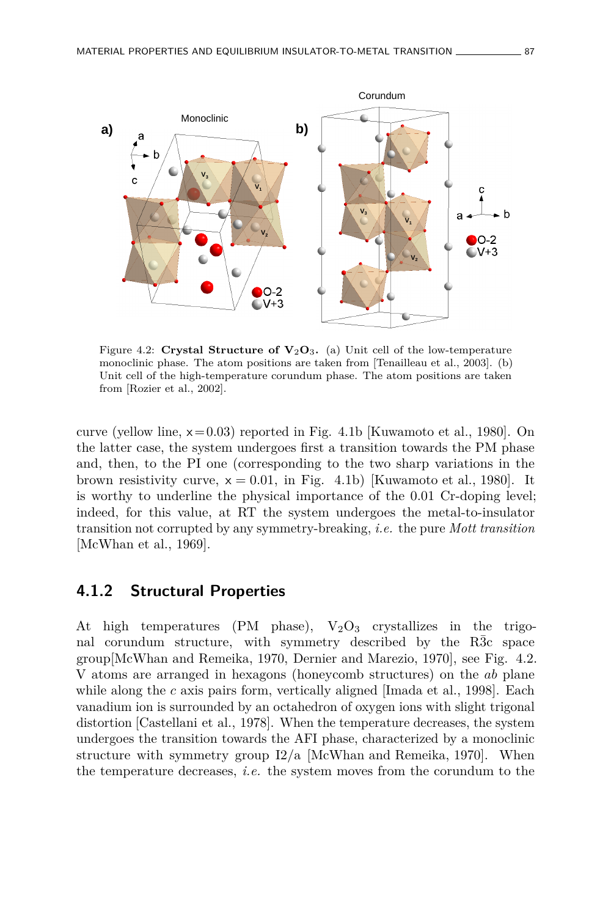Figure 4.2: **Crystal Structure of $V_2O_3$.** (a) Unit cell of the low-temperature monoclinic phase. The atom positions are taken from [Tenailleau et al., 2003]. (b) Unit cell of the high-temperature corundum phase. The atom positions are taken from [Rozier et al., 2002].

curve (yellow line, $x=0.03$) reported in Fig. 4.1b [Kuwamoto et al., 1980]. On the latter case, the system undergoes first a transition towards the PM phase and, then, to the PI one (corresponding to the two sharp variations in the brown resistivity curve, $x = 0.01$, in Fig. 4.1b) [Kuwamoto et al., 1980]. It is worthy to underline the physical importance of the 0.01 Cr-doping level; indeed, for this value, at RT the system undergoes the metal-to-insulator transition not corrupted by any symmetry-breaking, *i.e.* the pure *Mott transition* [McWhan et al., 1969].

### 4.1.2 Structural Properties

At high temperatures (PM phase), $V_2O_3$ crystallizes in the trigonal corundum structure, with symmetry described by the $R\bar{3}c$ space group[McWhan and Remeika, 1970, Dernier and Marezio, 1970], see Fig. 4.2. V atoms are arranged in hexagons (honeycomb structures) on the *ab* plane while along the *c* axis pairs form, vertically aligned [Imada et al., 1998]. Each vanadium ion is surrounded by an octahedron of oxygen ions with slight trigonal distortion [Castellani et al., 1978]. When the temperature decreases, the system undergoes the transition towards the AFI phase, characterized by a monoclinic structure with symmetry group I2/a [McWhan and Remeika, 1970]. When the temperature decreases, *i.e.* the system moves from the corundum to the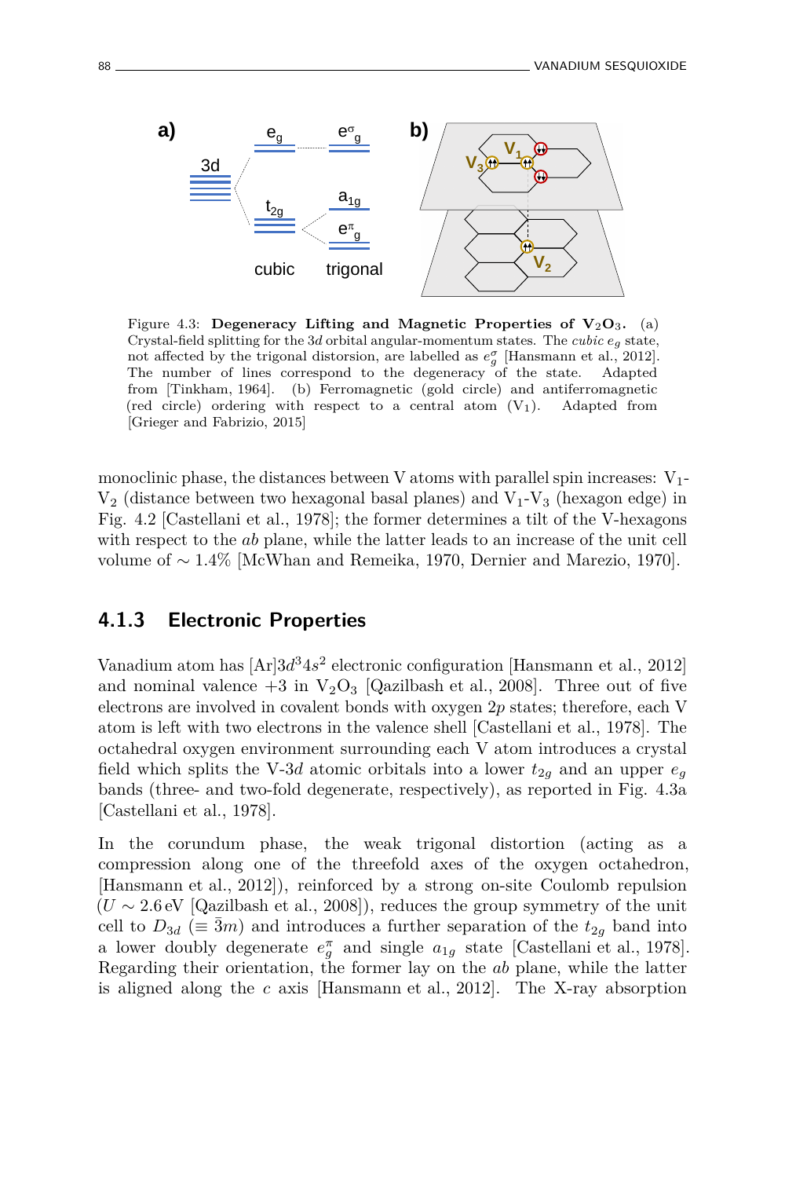Figure 4.3: **Degeneracy Lifting and Magnetic Properties of $V_2O_3$.** (a) Crystal-field splitting for the $3d$ orbital angular-momentum states. The *cubic* $e_g$ state, not affected by the trigonal distortion, are labelled as $e_g^\sigma$ [Hansmann et al., 2012]. The number of lines correspond to the degeneracy of the state. Adapted from [Tinkham, 1964]. (b) Ferromagnetic (gold circle) and antiferromagnetic (red circle) ordering with respect to a central atom ($V_1$). Adapted from [Grieger and Fabrizio, 2015]

monoclinic phase, the distances between V atoms with parallel spin increases: $V_1$-$V_2$ (distance between two hexagonal basal planes) and $V_1$-$V_3$ (hexagon edge) in Fig. 4.2 [Castellani et al., 1978]; the former determines a tilt of the V-hexagons with respect to the *ab* plane, while the latter leads to an increase of the unit cell volume of $\sim 1.4\%$ [McWhan and Remeika, 1970, Dernier and Marezio, 1970].

### 4.1.3 Electronic Properties

Vanadium atom has [Ar]$3d^3 4s^2$ electronic configuration [Hansmann et al., 2012] and nominal valence +3 in $V_2O_3$ [Qazilbash et al., 2008]. Three out of five electrons are involved in covalent bonds with oxygen $2p$ states; therefore, each V atom is left with two electrons in the valence shell [Castellani et al., 1978]. The octahedral oxygen environment surrounding each V atom introduces a crystal field which splits the V-$3d$ atomic orbitals into a lower $t_{2g}$ and an upper $e_g$ bands (three- and two-fold degenerate, respectively), as reported in Fig. 4.3a [Castellani et al., 1978].

In the corundum phase, the weak trigonal distortion (acting as a compression along one of the threefold axes of the oxygen octahedron, [Hansmann et al., 2012]), reinforced by a strong on-site Coulomb repulsion ($U \sim 2.6\,\text{eV}$ [Qazilbash et al., 2008]), reduces the group symmetry of the unit cell to $D_{3d}$ ($\equiv \bar{3}m$) and introduces a further separation of the $t_{2g}$ band into a lower doubly degenerate $e_g^\pi$ and single $a_{1g}$ state [Castellani et al., 1978]. Regarding their orientation, the former lay on the *ab* plane, while the latter is aligned along the $c$ axis [Hansmann et al., 2012]. The X-ray absorption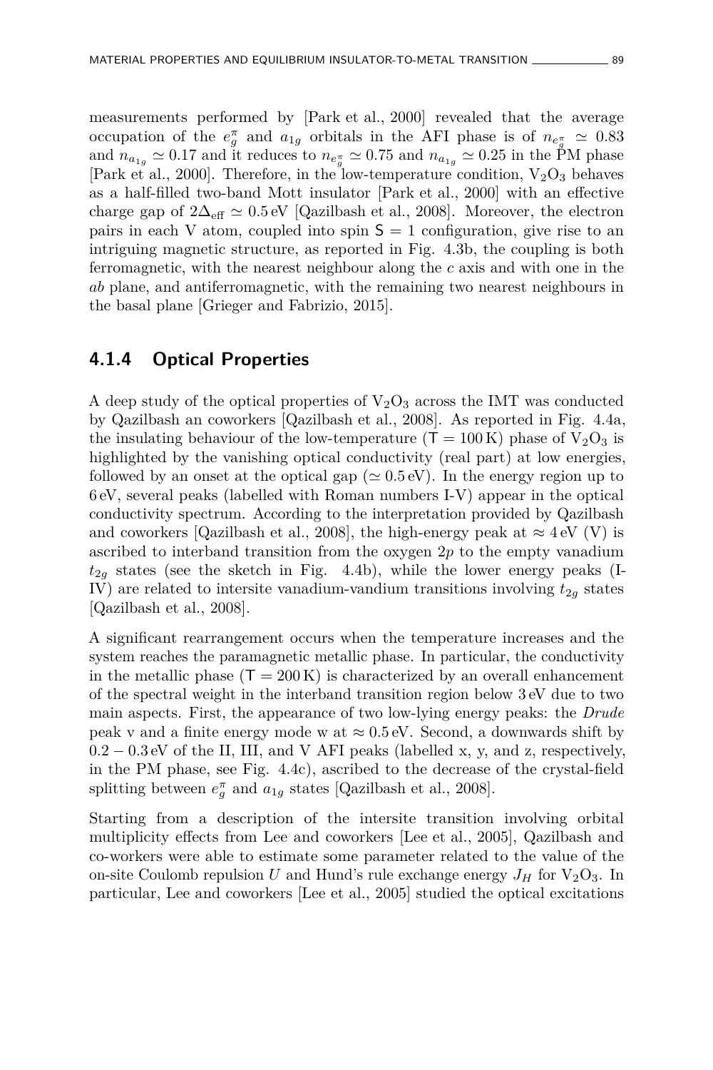measurements performed by [Park et al., 2000] revealed that the average occupation of the $e_g^\pi$ and $a_{1g}$ orbitals in the AFI phase is of $n_{e_g^\pi} \simeq 0.83$ and $n_{a_{1g}} \simeq 0.17$ and it reduces to $n_{e_g^\pi} \simeq 0.75$ and $n_{a_{1g}} \simeq 0.25$ in the PM phase [Park et al., 2000]. Therefore, in the low-temperature condition, $V_2O_3$ behaves as a half-filled two-band Mott insulator [Park et al., 2000] with an effective charge gap of $2\Delta_{\text{eff}} \simeq 0.5\,\text{eV}$ [Qazilbash et al., 2008]. Moreover, the electron pairs in each V atom, coupled into spin $\mathsf{S} = 1$ configuration, give rise to an intriguing magnetic structure, as reported in Fig. 4.3b, the coupling is both ferromagnetic, with the nearest neighbour along the *c* axis and with one in the *ab* plane, and antiferromagnetic, with the remaining two nearest neighbours in the basal plane [Grieger and Fabrizio, 2015].

### 4.1.4 Optical Properties

A deep study of the optical properties of $V_2O_3$ across the IMT was conducted by Qazilbash an coworkers [Qazilbash et al., 2008]. As reported in Fig. 4.4a, the insulating behaviour of the low-temperature ($\mathsf{T} = 100\,\text{K}$) phase of $V_2O_3$ is highlighted by the vanishing optical conductivity (real part) at low energies, followed by an onset at the optical gap ($\simeq 0.5\,\text{eV}$). In the energy region up to 6 eV, several peaks (labelled with Roman numbers I-V) appear in the optical conductivity spectrum. According to the interpretation provided by Qazilbash and coworkers [Qazilbash et al., 2008], the high-energy peak at $\approx 4\,\text{eV}$ (V) is ascribed to interband transition from the oxygen $2p$ to the empty vanadium $t_{2g}$ states (see the sketch in Fig. 4.4b), while the lower energy peaks (I-IV) are related to intersite vanadium-vandium transitions involving $t_{2g}$ states [Qazilbash et al., 2008].

A significant rearrangement occurs when the temperature increases and the system reaches the paramagnetic metallic phase. In particular, the conductivity in the metallic phase ($\mathsf{T} = 200\,\text{K}$) is characterized by an overall enhancement of the spectral weight in the interband transition region below 3 eV due to two main aspects. First, the appearance of two low-lying energy peaks: the *Drude* peak v and a finite energy mode w at $\approx 0.5\,\text{eV}$. Second, a downwards shift by $0.2 - 0.3\,\text{eV}$ of the II, III, and V AFI peaks (labelled x, y, and z, respectively, in the PM phase, see Fig. 4.4c), ascribed to the decrease of the crystal-field splitting between $e_g^\pi$ and $a_{1g}$ states [Qazilbash et al., 2008].

Starting from a description of the intersite transition involving orbital multiplicity effects from Lee and coworkers [Lee et al., 2005], Qazilbash and co-workers were able to estimate some parameter related to the value of the on-site Coulomb repulsion $U$ and Hund's rule exchange energy $J_H$ for $V_2O_3$. In particular, Lee and coworkers [Lee et al., 2005] studied the optical excitations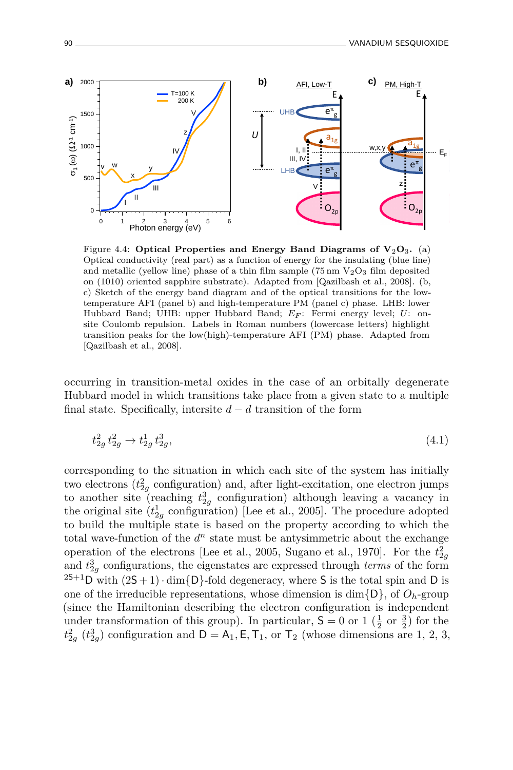Figure 4.4: **Optical Properties and Energy Band Diagrams of $V_2O_3$.** (a) Optical conductivity (real part) as a function of energy for the insulating (blue line) and metallic (yellow line) phase of a thin film sample (75 nm $V_2O_3$ film deposited on $(10\bar{1}0)$ oriented sapphire substrate). Adapted from [Qazilbash et al., 2008]. (b, c) Sketch of the energy band diagram and of the optical transitions for the low-temperature AFI (panel b) and high-temperature PM (panel c) phase. LHB: lower Hubbard Band; UHB: upper Hubbard Band; $E_F$: Fermi energy level; $U$: on-site Coulomb repulsion. Labels in Roman numbers (lowercase letters) highlight transition peaks for the low(high)-temperature AFI (PM) phase. Adapted from [Qazilbash et al., 2008].

occurring in transition-metal oxides in the case of an orbitally degenerate Hubbard model in which transitions take place from a given state to a multiple final state. Specifically, intersite $d-d$ transition of the form

$$t_{2g}^2\, t_{2g}^2 \rightarrow t_{2g}^1\, t_{2g}^3, \tag{4.1}$$

corresponding to the situation in which each site of the system has initially two electrons ($t_{2g}^2$ configuration) and, after light-excitation, one electron jumps to another site (reaching $t_{2g}^3$ configuration) although leaving a vacancy in the original site ($t_{2g}^1$ configuration) [Lee et al., 2005]. The procedure adopted to build the multiple state is based on the property according to which the total wave-function of the $d^n$ state must be antysimmetric about the exchange operation of the electrons [Lee et al., 2005, Sugano et al., 1970]. For the $t_{2g}^2$ and $t_{2g}^3$ configurations, the eigenstates are expressed through *terms* of the form ${}^{2\mathsf{S}+1}\mathsf{D}$ with $(2\mathsf{S}+1)\cdot\dim\{\mathsf{D}\}$-fold degeneracy, where $\mathsf{S}$ is the total spin and $\mathsf{D}$ is one of the irreducible representations, whose dimension is $\dim\{\mathsf{D}\}$, of $O_h$-group (since the Hamiltonian describing the electron configuration is independent under transformation of this group). In particular, $\mathsf{S} = 0$ or $1$ ($\frac{1}{2}$ or $\frac{3}{2}$) for the $t_{2g}^2$ ($t_{2g}^3$) configuration and $\mathsf{D} = \mathsf{A}_1, \mathsf{E}, \mathsf{T}_1$, or $\mathsf{T}_2$ (whose dimensions are 1, 2, 3,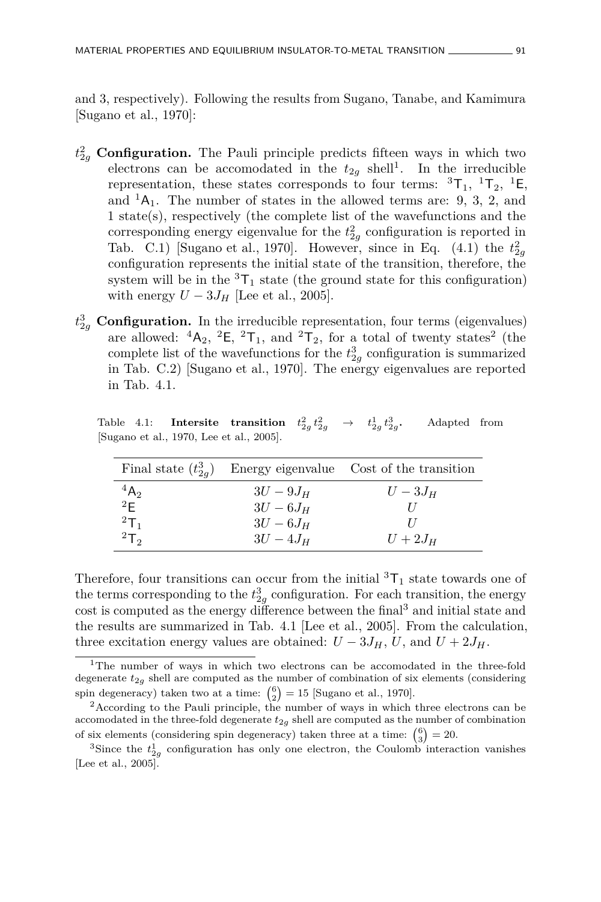and 3, respectively). Following the results from Sugano, Tanabe, and Kamimura [Sugano et al., 1970]:

$t_{2g}^2$ **Configuration.** The Pauli principle predicts fifteen ways in which two electrons can be accomodated in the $t_{2g}$ shell[1]. In the irreducible representation, these states corresponds to four terms: $^3\mathsf{T}_1$, $^1\mathsf{T}_2$, $^1\mathsf{E}$, and $^1\mathsf{A}_1$. The number of states in the allowed terms are: 9, 3, 2, and 1 state(s), respectively (the complete list of the wavefunctions and the corresponding energy eigenvalue for the $t_{2g}^2$ configuration is reported in Tab. C.1) [Sugano et al., 1970]. However, since in Eq. (4.1) the $t_{2g}^2$ configuration represents the initial state of the transition, therefore, the system will be in the $^3\mathsf{T}_1$ state (the ground state for this configuration) with energy $U - 3J_H$ [Lee et al., 2005].

$t_{2g}^3$ **Configuration.** In the irreducible representation, four terms (eigenvalues) are allowed: $^4\mathsf{A}_2$, $^2\mathsf{E}$, $^2\mathsf{T}_1$, and $^2\mathsf{T}_2$, for a total of twenty states[2] (the complete list of the wavefunctions for the $t_{2g}^3$ configuration is summarized in Tab. C.2) [Sugano et al., 1970]. The energy eigenvalues are reported in Tab. 4.1.

Table 4.1: **Intersite transition $t_{2g}^2\, t_{2g}^2 \rightarrow t_{2g}^1\, t_{2g}^3$.** Adapted from [Sugano et al., 1970, Lee et al., 2005].

| Final state ($t_{2g}^3$) | Energy eigenvalue | Cost of the transition |
|---|---|---|
| $^4\mathsf{A}_2$ | $3U - 9J_H$ | $U - 3J_H$ |
| $^2\mathsf{E}$ | $3U - 6J_H$ | $U$ |
| $^2\mathsf{T}_1$ | $3U - 6J_H$ | $U$ |
| $^2\mathsf{T}_2$ | $3U - 4J_H$ | $U + 2J_H$ |

Therefore, four transitions can occur from the initial $^3\mathsf{T}_1$ state towards one of the terms corresponding to the $t_{2g}^3$ configuration. For each transition, the energy cost is computed as the energy difference between the final[3] and initial state and the results are summarized in Tab. 4.1 [Lee et al., 2005]. From the calculation, three excitation energy values are obtained: $U - 3J_H$, $U$, and $U + 2J_H$.

[1]The number of ways in which two electrons can be accomodated in the three-fold degenerate $t_{2g}$ shell are computed as the number of combination of six elements (considering spin degeneracy) taken two at a time: $\binom{6}{2} = 15$ [Sugano et al., 1970].

[2]According to the Pauli principle, the number of ways in which three electrons can be accomodated in the three-fold degenerate $t_{2g}$ shell are computed as the number of combination of six elements (considering spin degeneracy) taken three at a time: $\binom{6}{3} = 20$.

[3]Since the $t_{2g}^1$ configuration has only one electron, the Coulomb interaction vanishes [Lee et al., 2005].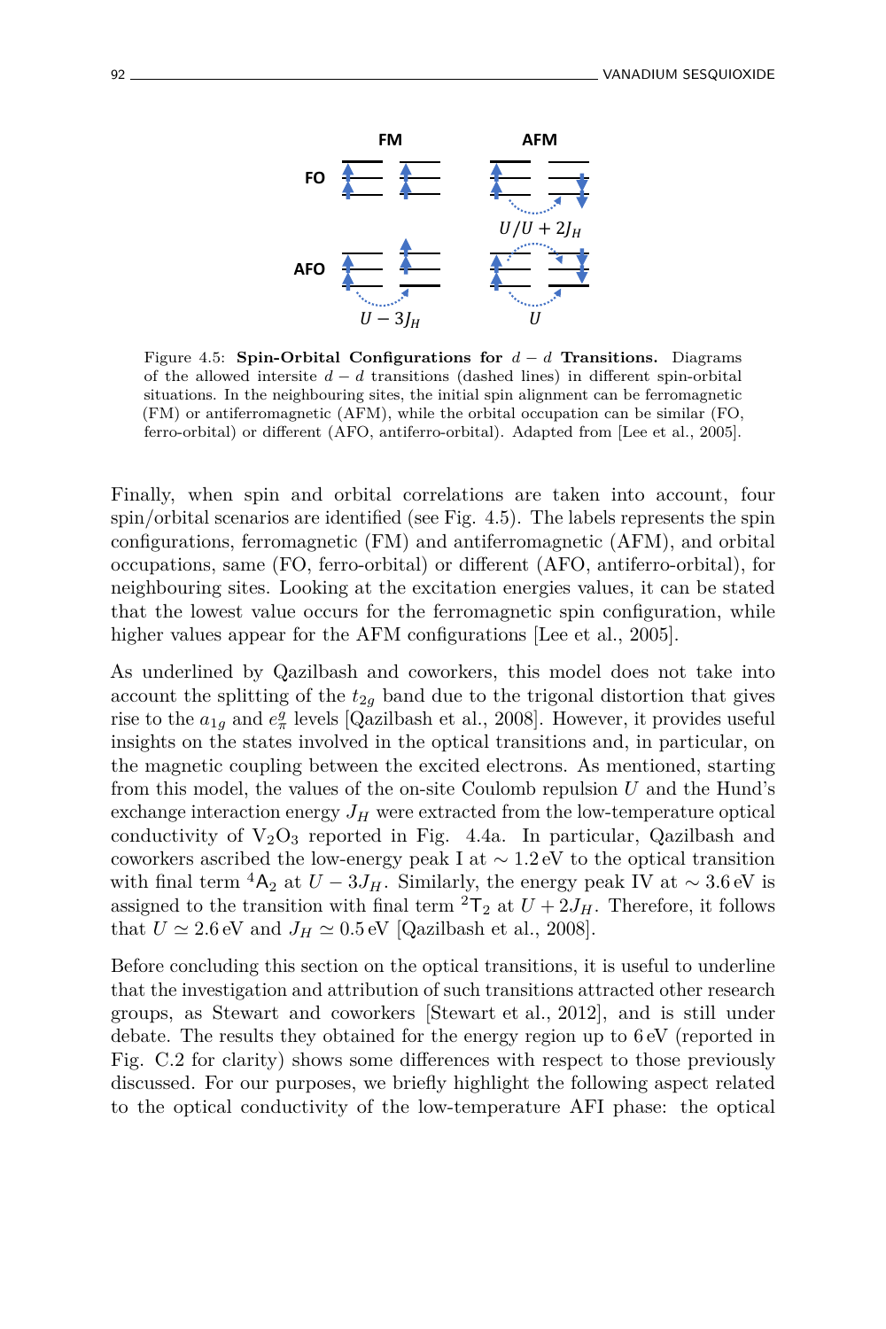Figure 4.5: **Spin-Orbital Configurations for $d-d$ Transitions.** Diagrams of the allowed intersite $d-d$ transitions (dashed lines) in different spin-orbital situations. In the neighbouring sites, the initial spin alignment can be ferromagnetic (FM) or antiferromagnetic (AFM), while the orbital occupation can be similar (FO, ferro-orbital) or different (AFO, antiferro-orbital). Adapted from [Lee et al., 2005].

Finally, when spin and orbital correlations are taken into account, four spin/orbital scenarios are identified (see Fig. 4.5). The labels represents the spin configurations, ferromagnetic (FM) and antiferromagnetic (AFM), and orbital occupations, same (FO, ferro-orbital) or different (AFO, antiferro-orbital), for neighbouring sites. Looking at the excitation energies values, it can be stated that the lowest value occurs for the ferromagnetic spin configuration, while higher values appear for the AFM configurations [Lee et al., 2005].

As underlined by Qazilbash and coworkers, this model does not take into account the splitting of the $t_{2g}$ band due to the trigonal distortion that gives rise to the $a_{1g}$ and $e_{\pi}^{g}$ levels [Qazilbash et al., 2008]. However, it provides useful insights on the states involved in the optical transitions and, in particular, on the magnetic coupling between the excited electrons. As mentioned, starting from this model, the values of the on-site Coulomb repulsion $U$ and the Hund's exchange interaction energy $J_H$ were extracted from the low-temperature optical conductivity of $V_2O_3$ reported in Fig. 4.4a. In particular, Qazilbash and coworkers ascribed the low-energy peak I at $\sim 1.2\,\mathrm{eV}$ to the optical transition with final term $^4\mathsf{A}_2$ at $U-3J_H$. Similarly, the energy peak IV at $\sim 3.6\,\mathrm{eV}$ is assigned to the transition with final term $^2\mathsf{T}_2$ at $U+2J_H$. Therefore, it follows that $U \simeq 2.6\,\mathrm{eV}$ and $J_H \simeq 0.5\,\mathrm{eV}$ [Qazilbash et al., 2008].

Before concluding this section on the optical transitions, it is useful to underline that the investigation and attribution of such transitions attracted other research groups, as Stewart and coworkers [Stewart et al., 2012], and is still under debate. The results they obtained for the energy region up to $6\,\mathrm{eV}$ (reported in Fig. C.2 for clarity) shows some differences with respect to those previously discussed. For our purposes, we briefly highlight the following aspect related to the optical conductivity of the low-temperature AFI phase: the optical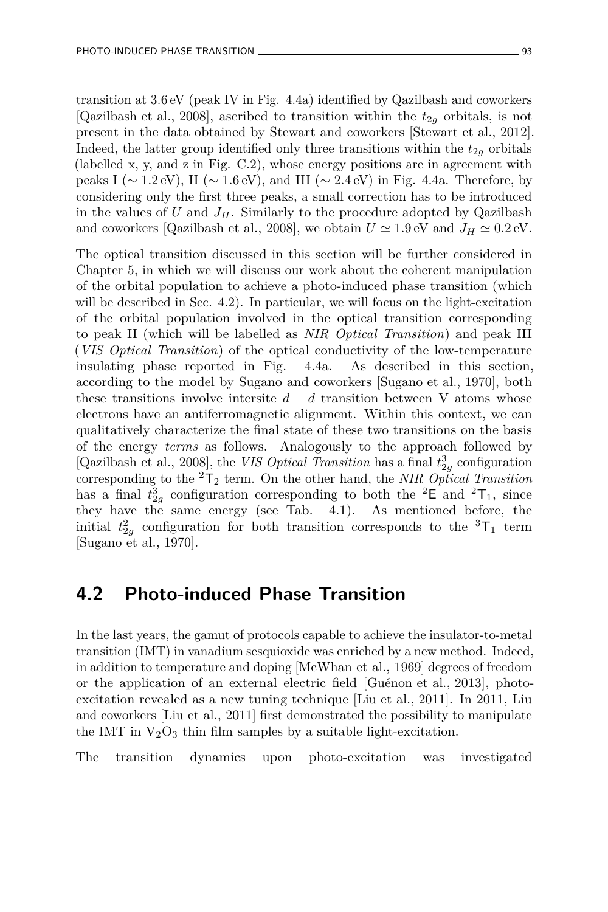transition at 3.6 eV (peak IV in Fig. 4.4a) identified by Qazilbash and coworkers [Qazilbash et al., 2008], ascribed to transition within the $t_{2g}$ orbitals, is not present in the data obtained by Stewart and coworkers [Stewart et al., 2012]. Indeed, the latter group identified only three transitions within the $t_{2g}$ orbitals (labelled x, y, and z in Fig. C.2), whose energy positions are in agreement with peaks I ($\sim 1.2$ eV), II ($\sim 1.6$ eV), and III ($\sim 2.4$ eV) in Fig. 4.4a. Therefore, by considering only the first three peaks, a small correction has to be introduced in the values of $U$ and $J_H$. Similarly to the procedure adopted by Qazilbash and coworkers [Qazilbash et al., 2008], we obtain $U \simeq 1.9$ eV and $J_H \simeq 0.2$ eV.

The optical transition discussed in this section will be further considered in Chapter 5, in which we will discuss our work about the coherent manipulation of the orbital population to achieve a photo-induced phase transition (which will be described in Sec. 4.2). In particular, we will focus on the light-excitation of the orbital population involved in the optical transition corresponding to peak II (which will be labelled as *NIR Optical Transition*) and peak III (*VIS Optical Transition*) of the optical conductivity of the low-temperature insulating phase reported in Fig. 4.4a. As described in this section, according to the model by Sugano and coworkers [Sugano et al., 1970], both these transitions involve intersite $d-d$ transition between V atoms whose electrons have an antiferromagnetic alignment. Within this context, we can qualitatively characterize the final state of these two transitions on the basis of the energy *terms* as follows. Analogously to the approach followed by [Qazilbash et al., 2008], the *VIS Optical Transition* has a final $t_{2g}^3$ configuration corresponding to the $^2\mathsf{T}_2$ term. On the other hand, the *NIR Optical Transition* has a final $t_{2g}^3$ configuration corresponding to both the $^2\mathsf{E}$ and $^2\mathsf{T}_1$, since they have the same energy (see Tab. 4.1). As mentioned before, the initial $t_{2g}^2$ configuration for both transition corresponds to the $^3\mathsf{T}_1$ term [Sugano et al., 1970].

## 4.2 Photo-induced Phase Transition

In the last years, the gamut of protocols capable to achieve the insulator-to-metal transition (IMT) in vanadium sesquioxide was enriched by a new method. Indeed, in addition to temperature and doping [McWhan et al., 1969] degrees of freedom or the application of an external electric field [Guénon et al., 2013], photo-excitation revealed as a new tuning technique [Liu et al., 2011]. In 2011, Liu and coworkers [Liu et al., 2011] first demonstrated the possibility to manipulate the IMT in $V_2O_3$ thin film samples by a suitable light-excitation.

The transition dynamics upon photo-excitation was investigated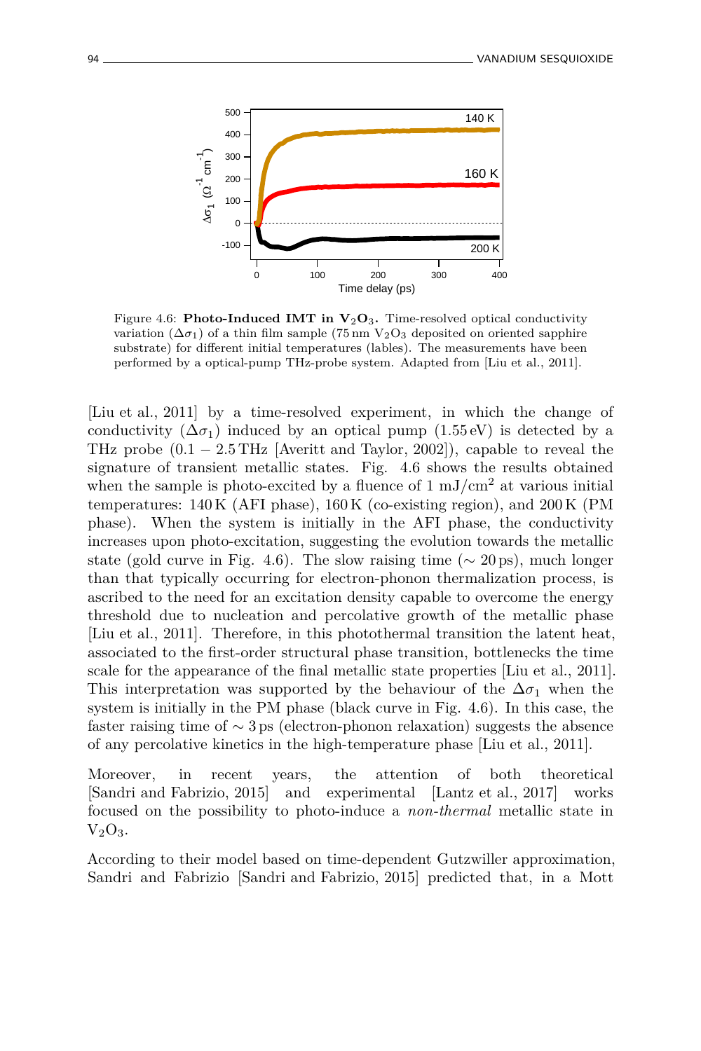Figure 4.6: **Photo-Induced IMT in $V_2O_3$.** Time-resolved optical conductivity variation ($\Delta\sigma_1$) of a thin film sample (75 nm $V_2O_3$ deposited on oriented sapphire substrate) for different initial temperatures (lables). The measurements have been performed by a optical-pump THz-probe system. Adapted from [Liu et al., 2011].

[Liu et al., 2011] by a time-resolved experiment, in which the change of conductivity ($\Delta\sigma_1$) induced by an optical pump (1.55 eV) is detected by a THz probe ($0.1 - 2.5$ THz [Averitt and Taylor, 2002]), capable to reveal the signature of transient metallic states. Fig. 4.6 shows the results obtained when the sample is photo-excited by a fluence of 1 mJ/cm$^2$ at various initial temperatures: 140 K (AFI phase), 160 K (co-existing region), and 200 K (PM phase). When the system is initially in the AFI phase, the conductivity increases upon photo-excitation, suggesting the evolution towards the metallic state (gold curve in Fig. 4.6). The slow raising time ($\sim 20$ ps), much longer than that typically occurring for electron-phonon thermalization process, is ascribed to the need for an excitation density capable to overcome the energy threshold due to nucleation and percolative growth of the metallic phase [Liu et al., 2011]. Therefore, in this photothermal transition the latent heat, associated to the first-order structural phase transition, bottlenecks the time scale for the appearance of the final metallic state properties [Liu et al., 2011]. This interpretation was supported by the behaviour of the $\Delta\sigma_1$ when the system is initially in the PM phase (black curve in Fig. 4.6). In this case, the faster raising time of $\sim 3$ ps (electron-phonon relaxation) suggests the absence of any percolative kinetics in the high-temperature phase [Liu et al., 2011].

Moreover, in recent years, the attention of both theoretical [Sandri and Fabrizio, 2015] and experimental [Lantz et al., 2017] works focused on the possibility to photo-induce a *non-thermal* metallic state in $V_2O_3$.

According to their model based on time-dependent Gutzwiller approximation, Sandri and Fabrizio [Sandri and Fabrizio, 2015] predicted that, in a Mott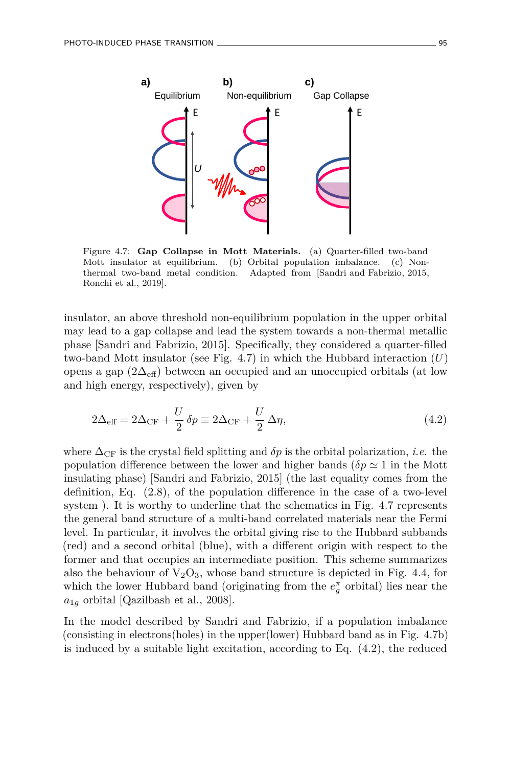Figure 4.7: **Gap Collapse in Mott Materials.** (a) Quarter-filled two-band Mott insulator at equilibrium. (b) Orbital population imbalance. (c) Non-thermal two-band metal condition. Adapted from [Sandri and Fabrizio, 2015, Ronchi et al., 2019].

insulator, an above threshold non-equilibrium population in the upper orbital may lead to a gap collapse and lead the system towards a non-thermal metallic phase [Sandri and Fabrizio, 2015]. Specifically, they considered a quarter-filled two-band Mott insulator (see Fig. 4.7) in which the Hubbard interaction ($U$) opens a gap ($2\Delta_{\text{eff}}$) between an occupied and an unoccupied orbitals (at low and high energy, respectively), given by

$$2\Delta_{\text{eff}} = 2\Delta_{\text{CF}} + \frac{U}{2}\,\delta p \equiv 2\Delta_{\text{CF}} + \frac{U}{2}\,\Delta\eta, \tag{4.2}$$

where $\Delta_{\text{CF}}$ is the crystal field splitting and $\delta p$ is the orbital polarization, *i.e.* the population difference between the lower and higher bands ($\delta p \simeq 1$ in the Mott insulating phase) [Sandri and Fabrizio, 2015] (the last equality comes from the definition, Eq. (2.8), of the population difference in the case of a two-level system ). It is worthy to underline that the schematics in Fig. 4.7 represents the general band structure of a multi-band correlated materials near the Fermi level. In particular, it involves the orbital giving rise to the Hubbard subbands (red) and a second orbital (blue), with a different origin with respect to the former and that occupies an intermediate position. This scheme summarizes also the behaviour of $V_2O_3$, whose band structure is depicted in Fig. 4.4, for which the lower Hubbard band (originating from the $e_g^{\pi}$ orbital) lies near the $a_{1g}$ orbital [Qazilbash et al., 2008].

In the model described by Sandri and Fabrizio, if a population imbalance (consisting in electrons(holes) in the upper(lower) Hubbard band as in Fig. 4.7b) is induced by a suitable light excitation, according to Eq. (4.2), the reduced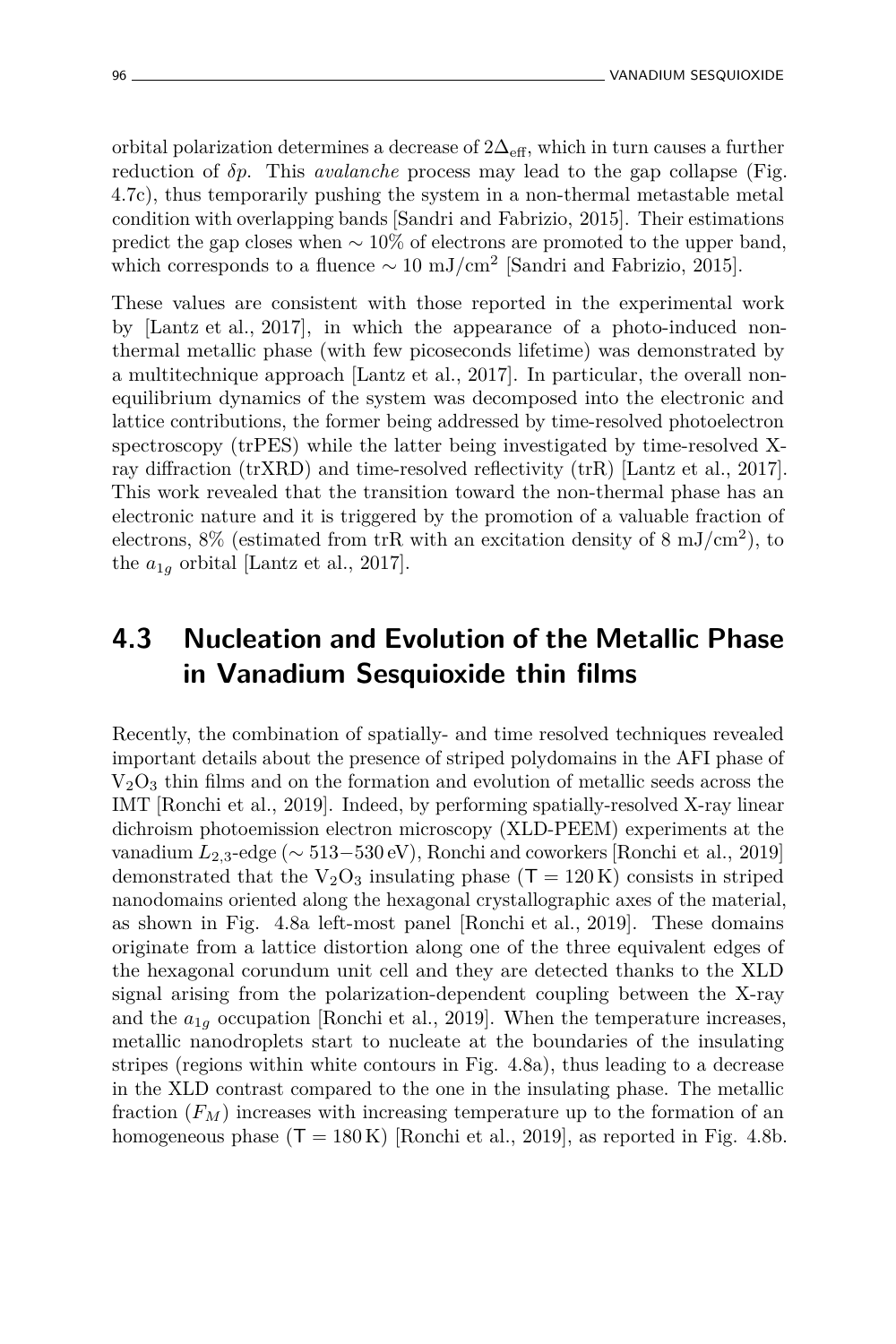orbital polarization determines a decrease of $2\Delta_{\text{eff}}$, which in turn causes a further reduction of $\delta p$. This *avalanche* process may lead to the gap collapse (Fig. 4.7c), thus temporarily pushing the system in a non-thermal metastable metal condition with overlapping bands [Sandri and Fabrizio, 2015]. Their estimations predict the gap closes when $\sim 10\%$ of electrons are promoted to the upper band, which corresponds to a fluence $\sim 10$ mJ/cm$^2$ [Sandri and Fabrizio, 2015].

These values are consistent with those reported in the experimental work by [Lantz et al., 2017], in which the appearance of a photo-induced non-thermal metallic phase (with few picoseconds lifetime) was demonstrated by a multitechnique approach [Lantz et al., 2017]. In particular, the overall non-equilibrium dynamics of the system was decomposed into the electronic and lattice contributions, the former being addressed by time-resolved photoelectron spectroscopy (trPES) while the latter being investigated by time-resolved X-ray diffraction (trXRD) and time-resolved reflectivity (trR) [Lantz et al., 2017]. This work revealed that the transition toward the non-thermal phase has an electronic nature and it is triggered by the promotion of a valuable fraction of electrons, 8% (estimated from trR with an excitation density of 8 mJ/cm$^2$), to the $a_{1g}$ orbital [Lantz et al., 2017].

## 4.3 Nucleation and Evolution of the Metallic Phase in Vanadium Sesquioxide thin films

Recently, the combination of spatially- and time resolved techniques revealed important details about the presence of striped polydomains in the AFI phase of $V_2O_3$ thin films and on the formation and evolution of metallic seeds across the IMT [Ronchi et al., 2019]. Indeed, by performing spatially-resolved X-ray linear dichroism photoemission electron microscopy (XLD-PEEM) experiments at the vanadium $L_{2,3}$-edge ($\sim 513-530$ eV), Ronchi and coworkers [Ronchi et al., 2019] demonstrated that the $V_2O_3$ insulating phase (T = 120 K) consists in striped nanodomains oriented along the hexagonal crystallographic axes of the material, as shown in Fig. 4.8a left-most panel [Ronchi et al., 2019]. These domains originate from a lattice distortion along one of the three equivalent edges of the hexagonal corundum unit cell and they are detected thanks to the XLD signal arising from the polarization-dependent coupling between the X-ray and the $a_{1g}$ occupation [Ronchi et al., 2019]. When the temperature increases, metallic nanodroplets start to nucleate at the boundaries of the insulating stripes (regions within white contours in Fig. 4.8a), thus leading to a decrease in the XLD contrast compared to the one in the insulating phase. The metallic fraction ($F_M$) increases with increasing temperature up to the formation of an homogeneous phase (T = 180 K) [Ronchi et al., 2019], as reported in Fig. 4.8b.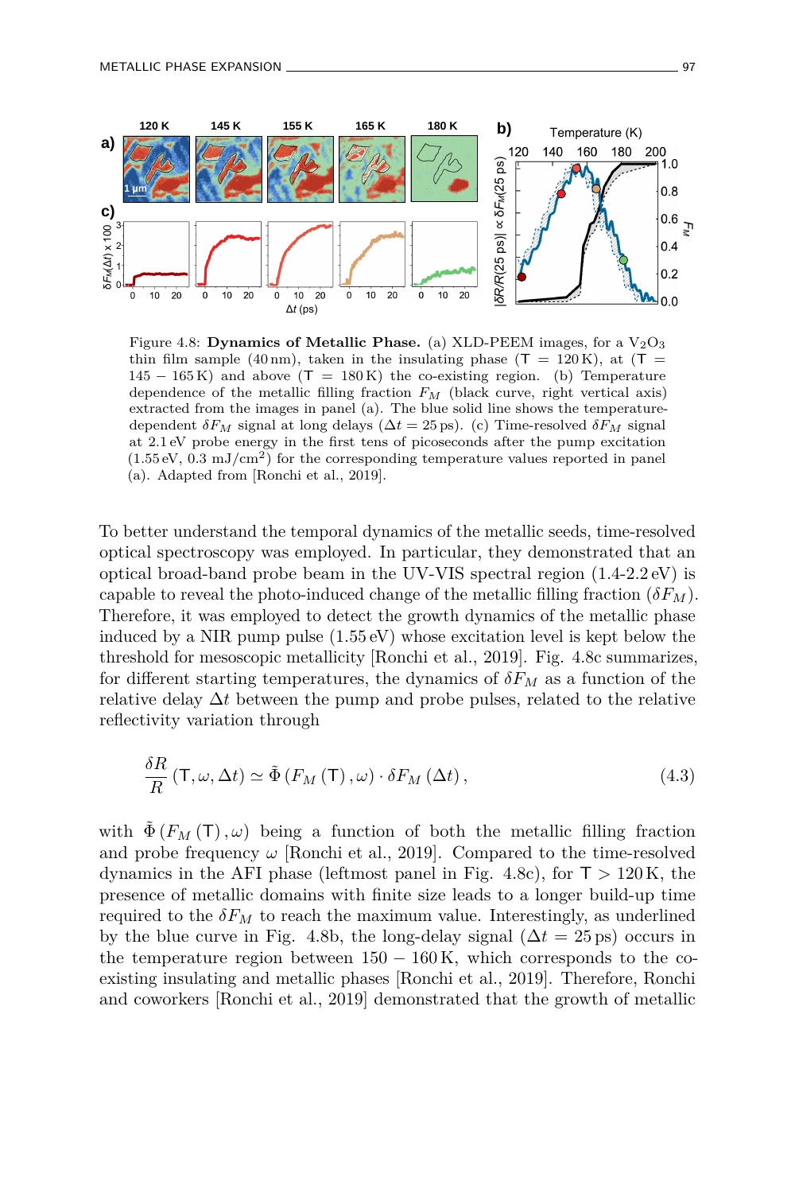Figure 4.8: **Dynamics of Metallic Phase.** (a) XLD-PEEM images, for a $V_2O_3$ thin film sample (40 nm), taken in the insulating phase (T = 120 K), at (T = 145 − 165 K) and above (T = 180 K) the co-existing region. (b) Temperature dependence of the metallic filling fraction $F_M$ (black curve, right vertical axis) extracted from the images in panel (a). The blue solid line shows the temperature-dependent $\delta F_M$ signal at long delays ($\Delta t = 25$ ps). (c) Time-resolved $\delta F_M$ signal at 2.1 eV probe energy in the first tens of picoseconds after the pump excitation (1.55 eV, 0.3 mJ/cm$^2$) for the corresponding temperature values reported in panel (a). Adapted from [Ronchi et al., 2019].

To better understand the temporal dynamics of the metallic seeds, time-resolved optical spectroscopy was employed. In particular, they demonstrated that an optical broad-band probe beam in the UV-VIS spectral region (1.4-2.2 eV) is capable to reveal the photo-induced change of the metallic filling fraction ($\delta F_M$). Therefore, it was employed to detect the growth dynamics of the metallic phase induced by a NIR pump pulse (1.55 eV) whose excitation level is kept below the threshold for mesoscopic metallicity [Ronchi et al., 2019]. Fig. 4.8c summarizes, for different starting temperatures, the dynamics of $\delta F_M$ as a function of the relative delay $\Delta t$ between the pump and probe pulses, related to the relative reflectivity variation through

$$\frac{\delta R}{R}\left(\mathsf{T}, \omega, \Delta t\right) \simeq \tilde{\Phi}\left(F_M\left(\mathsf{T}\right), \omega\right) \cdot \delta F_M\left(\Delta t\right), \tag{4.3}$$

with $\tilde{\Phi}\left(F_M\left(\mathsf{T}\right), \omega\right)$ being a function of both the metallic filling fraction and probe frequency $\omega$ [Ronchi et al., 2019]. Compared to the time-resolved dynamics in the AFI phase (leftmost panel in Fig. 4.8c), for $\mathsf{T} > 120$ K, the presence of metallic domains with finite size leads to a longer build-up time required to the $\delta F_M$ to reach the maximum value. Interestingly, as underlined by the blue curve in Fig. 4.8b, the long-delay signal ($\Delta t = 25$ ps) occurs in the temperature region between $150 - 160$ K, which corresponds to the co-existing insulating and metallic phases [Ronchi et al., 2019]. Therefore, Ronchi and coworkers [Ronchi et al., 2019] demonstrated that the growth of metallic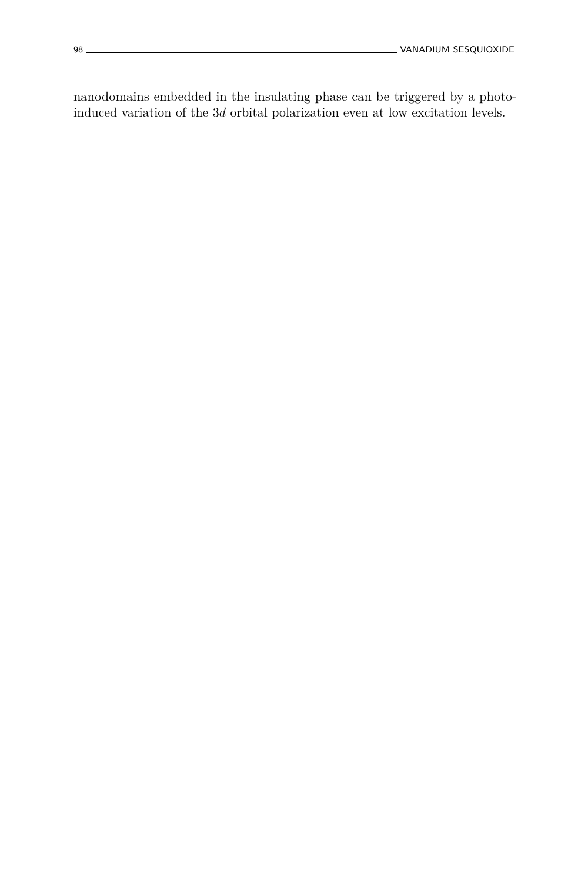nanodomains embedded in the insulating phase can be triggered by a photo-induced variation of the $3d$ orbital polarization even at low excitation levels.